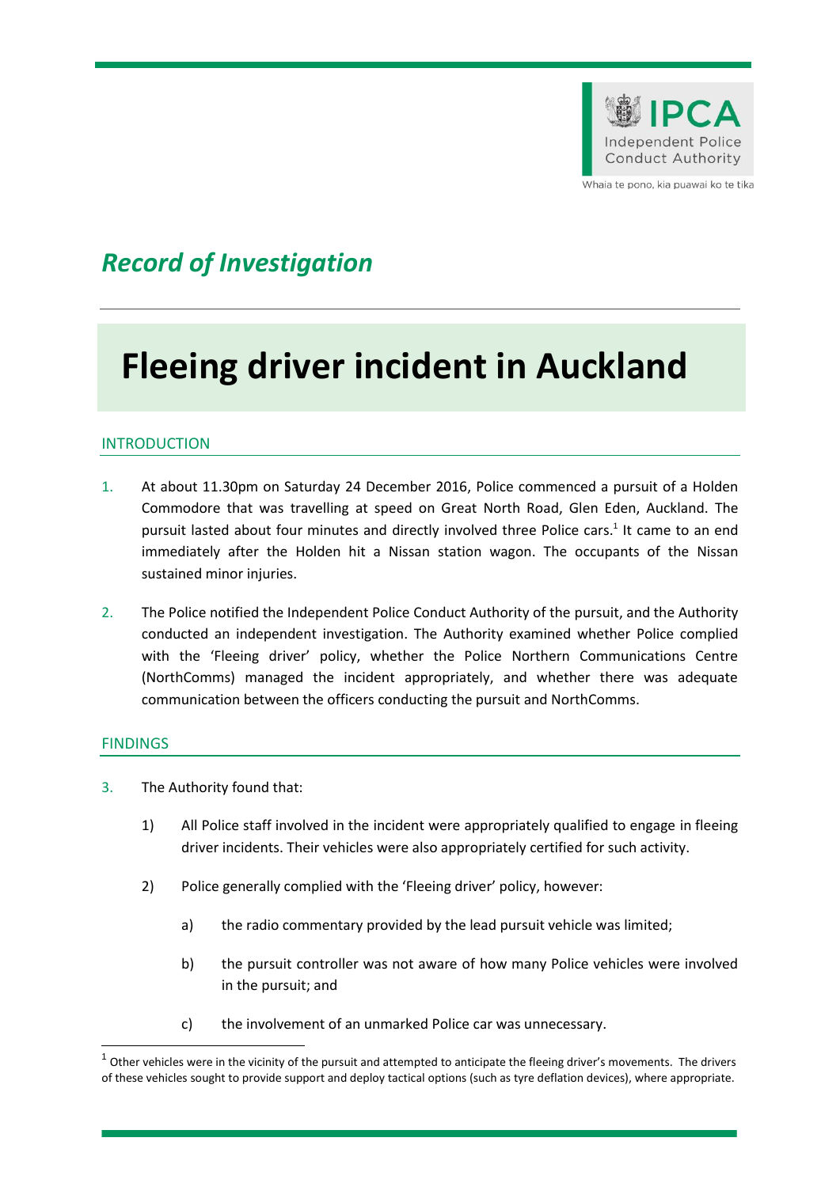IPCA

Independent Police Conduct Authority

Whaia te pono, kia puawai ko te tika

*Record of Investigation*

# Fleeing driver incident in Auckland

## INTRODUCTION

1. At about 11.30pm on Saturday 24 December 2016, Police commenced a pursuit of a Holden Commodore that was travelling at speed on Great North Road, Glen Eden, Auckland. The pursuit lasted about four minutes and directly involved three Police cars.[1] It came to an end immediately after the Holden hit a Nissan station wagon. The occupants of the Nissan sustained minor injuries.

2. The Police notified the Independent Police Conduct Authority of the pursuit, and the Authority conducted an independent investigation. The Authority examined whether Police complied with the 'Fleeing driver' policy, whether the Police Northern Communications Centre (NorthComms) managed the incident appropriately, and whether there was adequate communication between the officers conducting the pursuit and NorthComms.

## FINDINGS

3. The Authority found that:

   1) All Police staff involved in the incident were appropriately qualified to engage in fleeing driver incidents. Their vehicles were also appropriately certified for such activity.

   2) Police generally complied with the 'Fleeing driver' policy, however:

      a) the radio commentary provided by the lead pursuit vehicle was limited;

      b) the pursuit controller was not aware of how many Police vehicles were involved in the pursuit; and

      c) the involvement of an unmarked Police car was unnecessary.

[1] Other vehicles were in the vicinity of the pursuit and attempted to anticipate the fleeing driver's movements. The drivers of these vehicles sought to provide support and deploy tactical options (such as tyre deflation devices), where appropriate.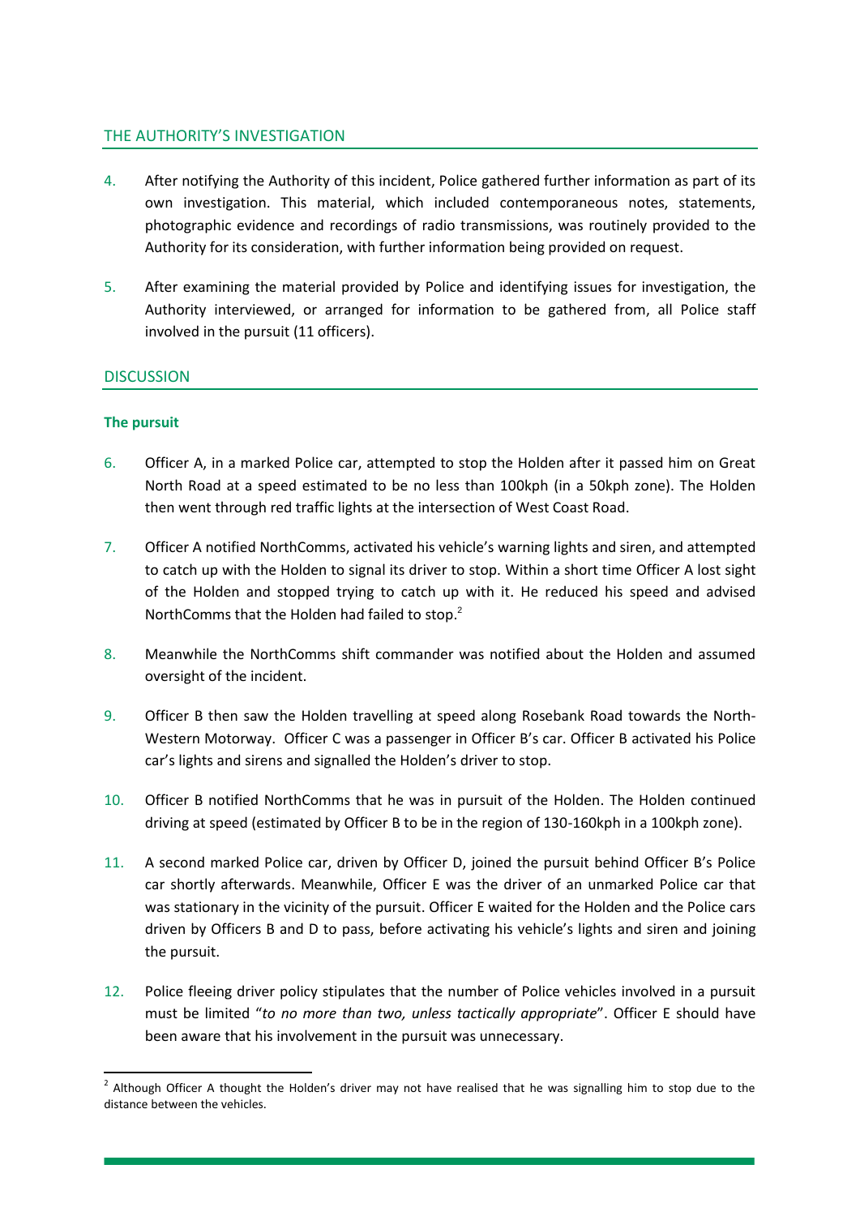## THE AUTHORITY'S INVESTIGATION

4. After notifying the Authority of this incident, Police gathered further information as part of its own investigation. This material, which included contemporaneous notes, statements, photographic evidence and recordings of radio transmissions, was routinely provided to the Authority for its consideration, with further information being provided on request.

5. After examining the material provided by Police and identifying issues for investigation, the Authority interviewed, or arranged for information to be gathered from, all Police staff involved in the pursuit (11 officers).

## DISCUSSION

### The pursuit

6. Officer A, in a marked Police car, attempted to stop the Holden after it passed him on Great North Road at a speed estimated to be no less than 100kph (in a 50kph zone). The Holden then went through red traffic lights at the intersection of West Coast Road.

7. Officer A notified NorthComms, activated his vehicle's warning lights and siren, and attempted to catch up with the Holden to signal its driver to stop. Within a short time Officer A lost sight of the Holden and stopped trying to catch up with it. He reduced his speed and advised NorthComms that the Holden had failed to stop.[2]

8. Meanwhile the NorthComms shift commander was notified about the Holden and assumed oversight of the incident.

9. Officer B then saw the Holden travelling at speed along Rosebank Road towards the North-Western Motorway. Officer C was a passenger in Officer B's car. Officer B activated his Police car's lights and sirens and signalled the Holden's driver to stop.

10. Officer B notified NorthComms that he was in pursuit of the Holden. The Holden continued driving at speed (estimated by Officer B to be in the region of 130-160kph in a 100kph zone).

11. A second marked Police car, driven by Officer D, joined the pursuit behind Officer B's Police car shortly afterwards. Meanwhile, Officer E was the driver of an unmarked Police car that was stationary in the vicinity of the pursuit. Officer E waited for the Holden and the Police cars driven by Officers B and D to pass, before activating his vehicle's lights and siren and joining the pursuit.

12. Police fleeing driver policy stipulates that the number of Police vehicles involved in a pursuit must be limited "*to no more than two, unless tactically appropriate*". Officer E should have been aware that his involvement in the pursuit was unnecessary.

---

[2] Although Officer A thought the Holden's driver may not have realised that he was signalling him to stop due to the distance between the vehicles.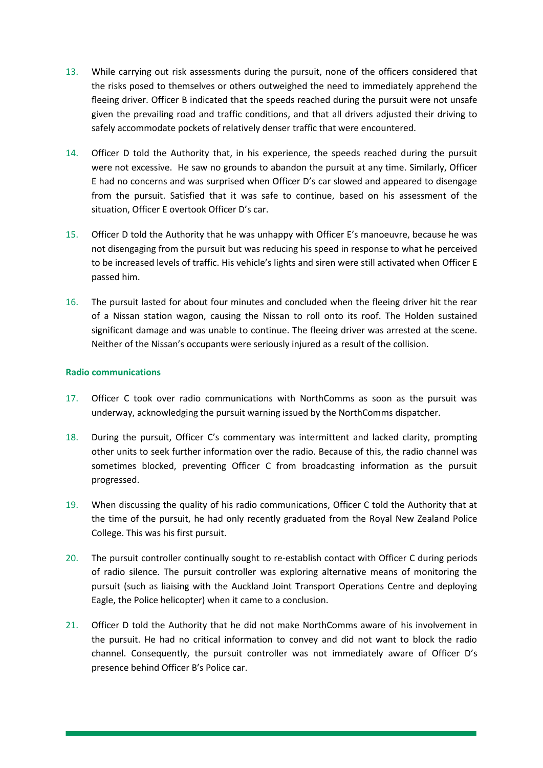13. While carrying out risk assessments during the pursuit, none of the officers considered that the risks posed to themselves or others outweighed the need to immediately apprehend the fleeing driver. Officer B indicated that the speeds reached during the pursuit were not unsafe given the prevailing road and traffic conditions, and that all drivers adjusted their driving to safely accommodate pockets of relatively denser traffic that were encountered.

14. Officer D told the Authority that, in his experience, the speeds reached during the pursuit were not excessive. He saw no grounds to abandon the pursuit at any time. Similarly, Officer E had no concerns and was surprised when Officer D's car slowed and appeared to disengage from the pursuit. Satisfied that it was safe to continue, based on his assessment of the situation, Officer E overtook Officer D's car.

15. Officer D told the Authority that he was unhappy with Officer E's manoeuvre, because he was not disengaging from the pursuit but was reducing his speed in response to what he perceived to be increased levels of traffic. His vehicle's lights and siren were still activated when Officer E passed him.

16. The pursuit lasted for about four minutes and concluded when the fleeing driver hit the rear of a Nissan station wagon, causing the Nissan to roll onto its roof. The Holden sustained significant damage and was unable to continue. The fleeing driver was arrested at the scene. Neither of the Nissan's occupants were seriously injured as a result of the collision.

### Radio communications

17. Officer C took over radio communications with NorthComms as soon as the pursuit was underway, acknowledging the pursuit warning issued by the NorthComms dispatcher.

18. During the pursuit, Officer C's commentary was intermittent and lacked clarity, prompting other units to seek further information over the radio. Because of this, the radio channel was sometimes blocked, preventing Officer C from broadcasting information as the pursuit progressed.

19. When discussing the quality of his radio communications, Officer C told the Authority that at the time of the pursuit, he had only recently graduated from the Royal New Zealand Police College. This was his first pursuit.

20. The pursuit controller continually sought to re-establish contact with Officer C during periods of radio silence. The pursuit controller was exploring alternative means of monitoring the pursuit (such as liaising with the Auckland Joint Transport Operations Centre and deploying Eagle, the Police helicopter) when it came to a conclusion.

21. Officer D told the Authority that he did not make NorthComms aware of his involvement in the pursuit. He had no critical information to convey and did not want to block the radio channel. Consequently, the pursuit controller was not immediately aware of Officer D's presence behind Officer B's Police car.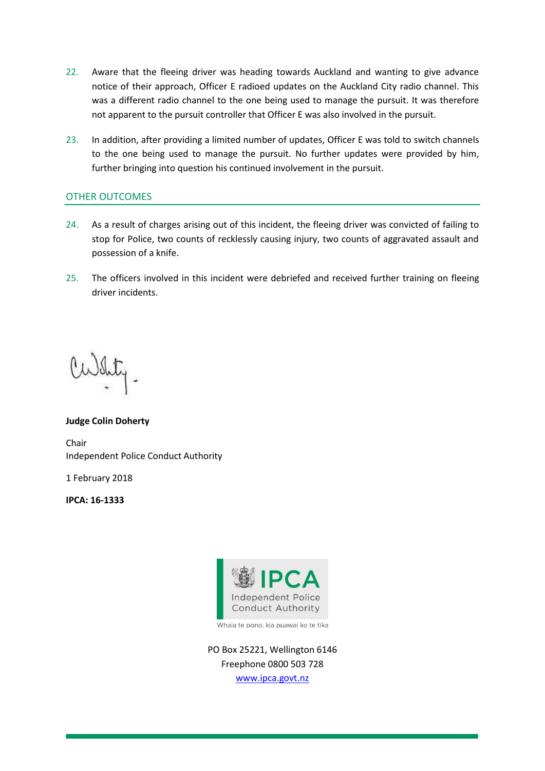22. Aware that the fleeing driver was heading towards Auckland and wanting to give advance notice of their approach, Officer E radioed updates on the Auckland City radio channel. This was a different radio channel to the one being used to manage the pursuit. It was therefore not apparent to the pursuit controller that Officer E was also involved in the pursuit.

23. In addition, after providing a limited number of updates, Officer E was told to switch channels to the one being used to manage the pursuit. No further updates were provided by him, further bringing into question his continued involvement in the pursuit.

## OTHER OUTCOMES

24. As a result of charges arising out of this incident, the fleeing driver was convicted of failing to stop for Police, two counts of recklessly causing injury, two counts of aggravated assault and possession of a knife.

25. The officers involved in this incident were debriefed and received further training on fleeing driver incidents.

**Judge Colin Doherty**

Chair
Independent Police Conduct Authority

1 February 2018

**IPCA: 16-1333**

IPCA
Independent Police Conduct Authority
Whaia te pono, kia puawai ko te tika

PO Box 25221, Wellington 6146
Freephone 0800 503 728
www.ipca.govt.nz